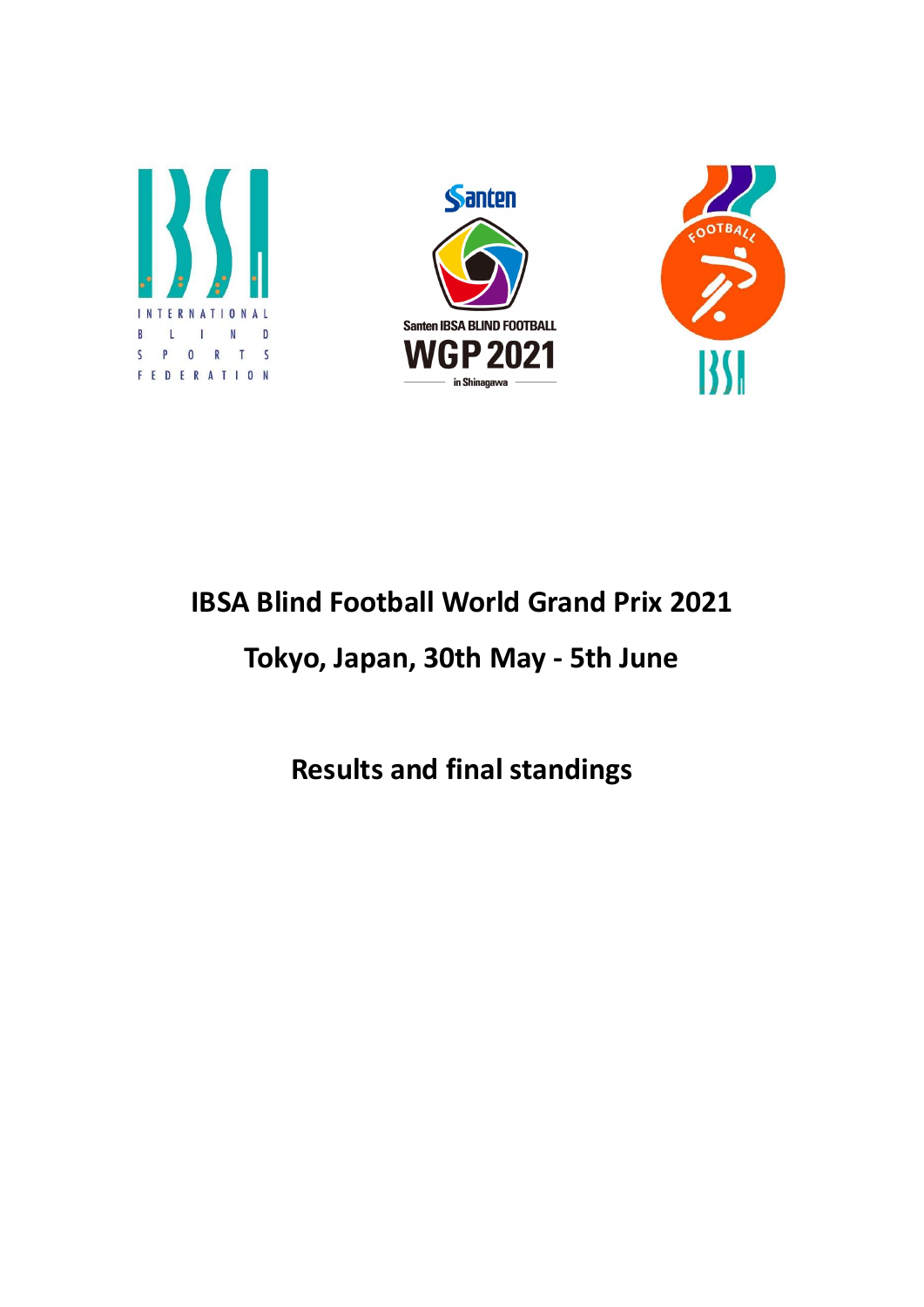# IBSA Blind Football World Grand Prix 2021

## Tokyo, Japan, 30th May - 5th June

## Results and final standings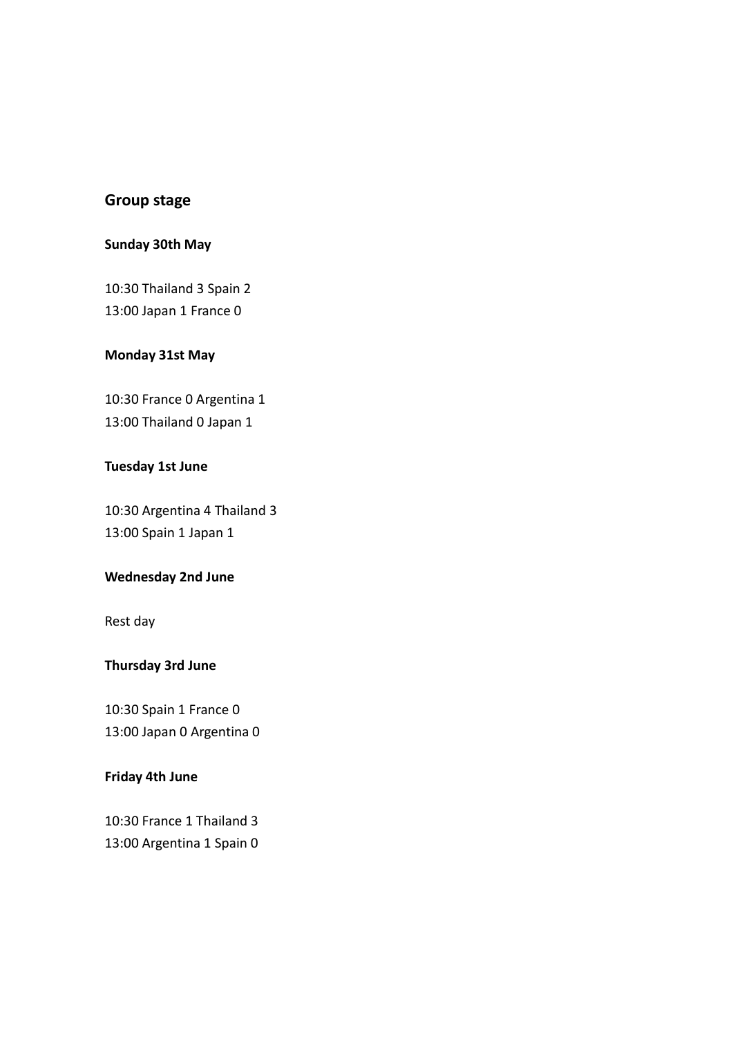## Group stage

**Sunday 30th May**

10:30 Thailand 3 Spain 2
13:00 Japan 1 France 0

**Monday 31st May**

10:30 France 0 Argentina 1
13:00 Thailand 0 Japan 1

**Tuesday 1st June**

10:30 Argentina 4 Thailand 3
13:00 Spain 1 Japan 1

**Wednesday 2nd June**

Rest day

**Thursday 3rd June**

10:30 Spain 1 France 0
13:00 Japan 0 Argentina 0

**Friday 4th June**

10:30 France 1 Thailand 3
13:00 Argentina 1 Spain 0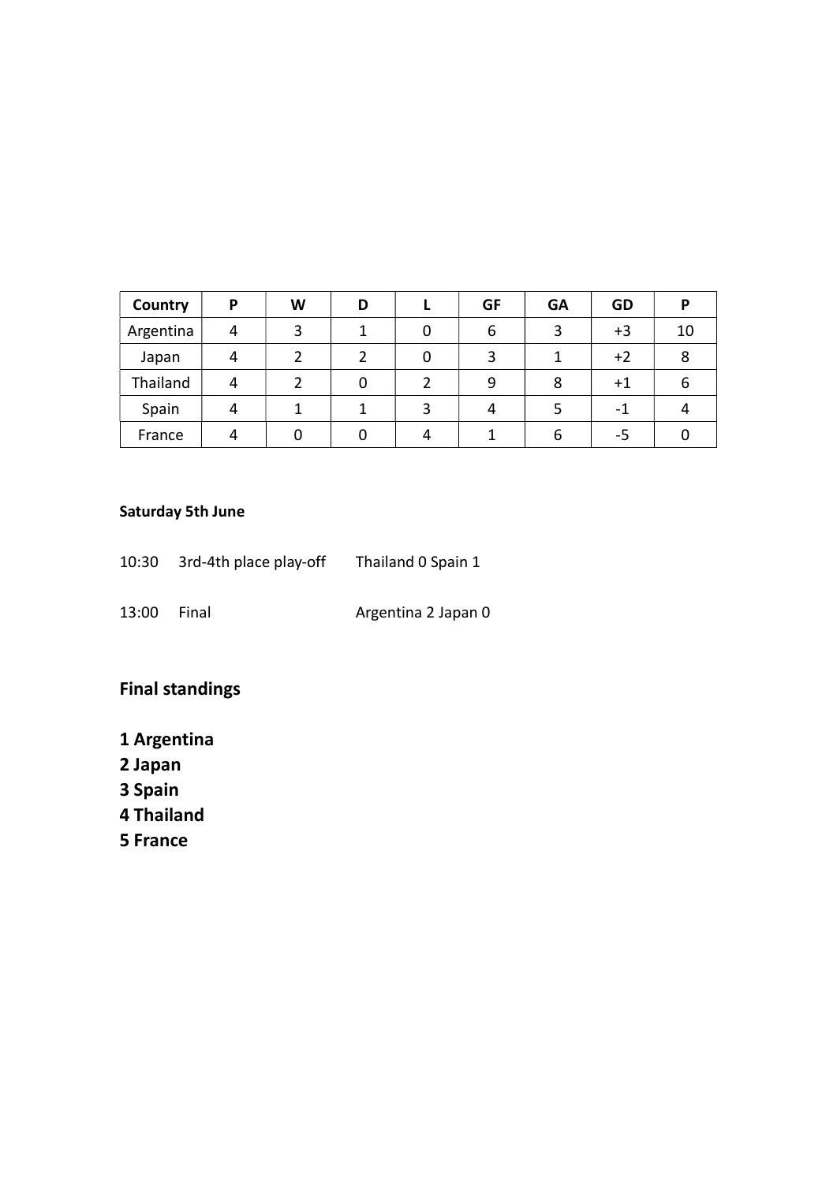| Country | P | W | D | L | GF | GA | GD | P |
|---|---|---|---|---|---|---|---|---|
| Argentina | 4 | 3 | 1 | 0 | 6 | 3 | +3 | 10 |
| Japan | 4 | 2 | 2 | 0 | 3 | 1 | +2 | 8 |
| Thailand | 4 | 2 | 0 | 2 | 9 | 8 | +1 | 6 |
| Spain | 4 | 1 | 1 | 3 | 4 | 5 | -1 | 4 |
| France | 4 | 0 | 0 | 4 | 1 | 6 | -5 | 0 |

**Saturday 5th June**

10:30 3rd-4th place play-off Thailand 0 Spain 1

13:00 Final Argentina 2 Japan 0

## Final standings

**1 Argentina**
**2 Japan**
**3 Spain**
**4 Thailand**
**5 France**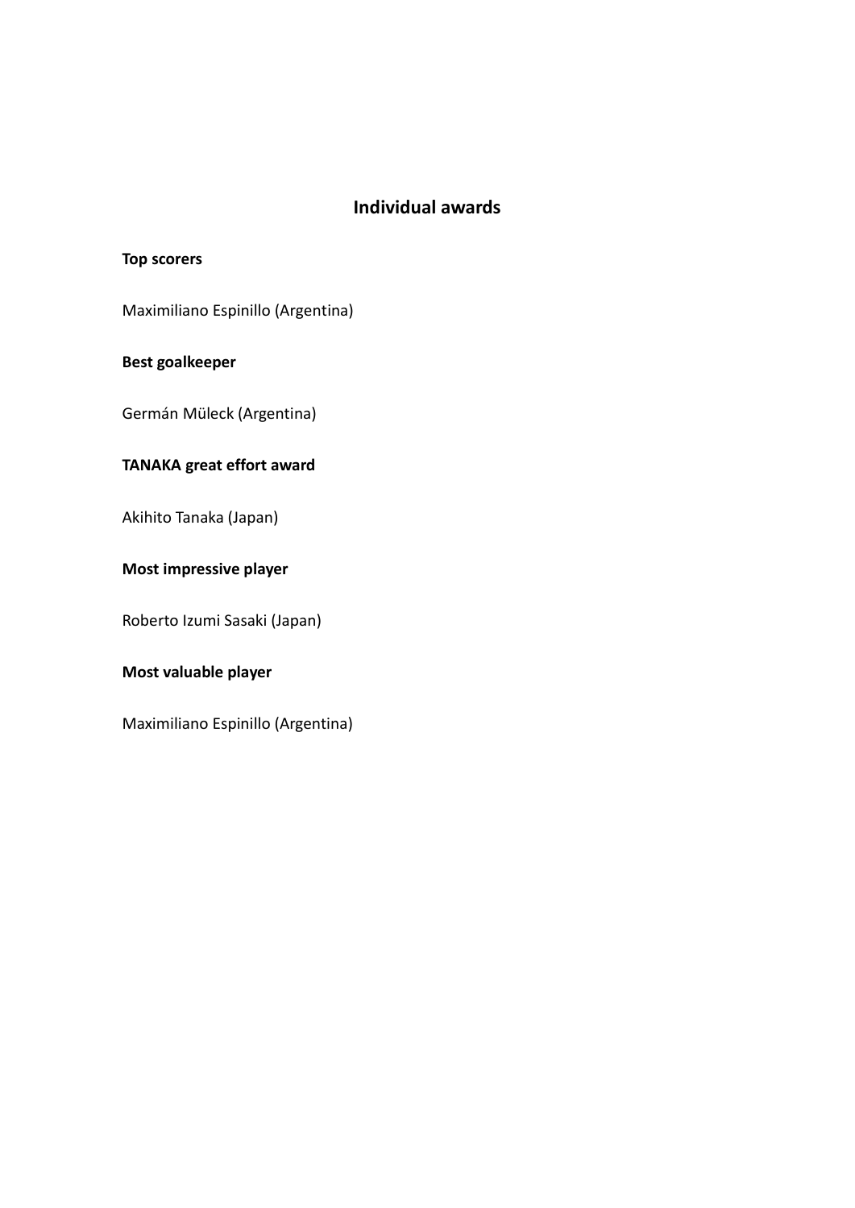## Individual awards

**Top scorers**

Maximiliano Espinillo (Argentina)

**Best goalkeeper**

Germán Müleck (Argentina)

**TANAKA great effort award**

Akihito Tanaka (Japan)

**Most impressive player**

Roberto Izumi Sasaki (Japan)

**Most valuable player**

Maximiliano Espinillo (Argentina)